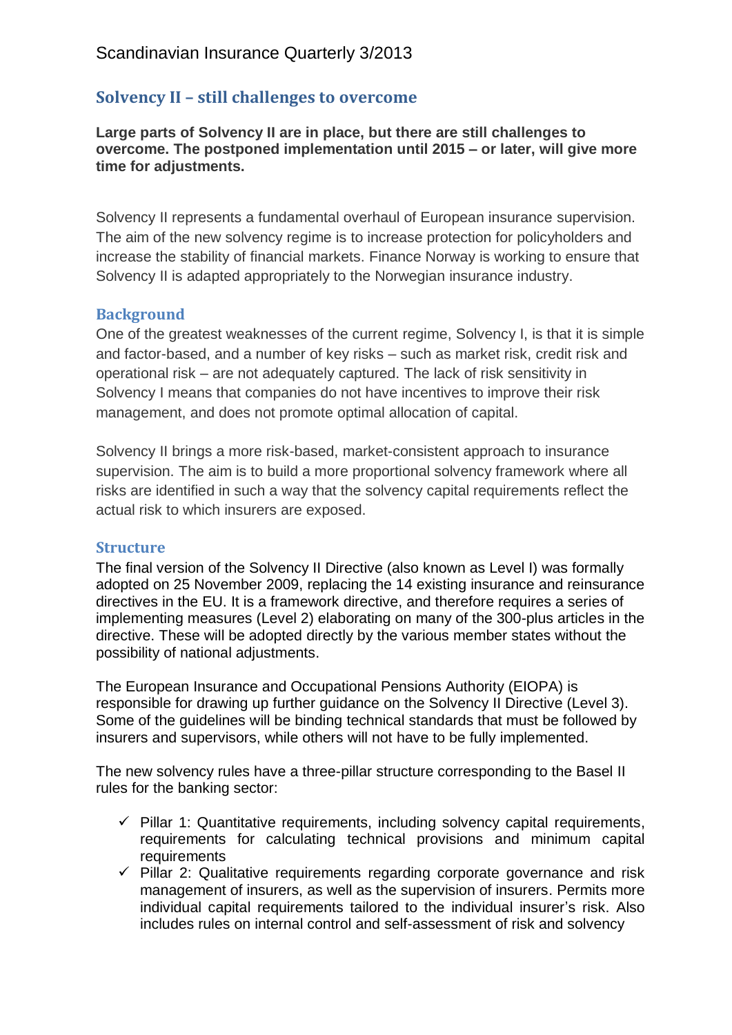Scandinavian Insurance Quarterly 3/2013

## Solvency II – still challenges to overcome

**Large parts of Solvency II are in place, but there are still challenges to overcome. The postponed implementation until 2015 – or later, will give more time for adjustments.**

Solvency II represents a fundamental overhaul of European insurance supervision. The aim of the new solvency regime is to increase protection for policyholders and increase the stability of financial markets. Finance Norway is working to ensure that Solvency II is adapted appropriately to the Norwegian insurance industry.

### Background

One of the greatest weaknesses of the current regime, Solvency I, is that it is simple and factor-based, and a number of key risks – such as market risk, credit risk and operational risk – are not adequately captured. The lack of risk sensitivity in Solvency I means that companies do not have incentives to improve their risk management, and does not promote optimal allocation of capital.

Solvency II brings a more risk-based, market-consistent approach to insurance supervision. The aim is to build a more proportional solvency framework where all risks are identified in such a way that the solvency capital requirements reflect the actual risk to which insurers are exposed.

### Structure

The final version of the Solvency II Directive (also known as Level I) was formally adopted on 25 November 2009, replacing the 14 existing insurance and reinsurance directives in the EU. It is a framework directive, and therefore requires a series of implementing measures (Level 2) elaborating on many of the 300-plus articles in the directive. These will be adopted directly by the various member states without the possibility of national adjustments.

The European Insurance and Occupational Pensions Authority (EIOPA) is responsible for drawing up further guidance on the Solvency II Directive (Level 3). Some of the guidelines will be binding technical standards that must be followed by insurers and supervisors, while others will not have to be fully implemented.

The new solvency rules have a three-pillar structure corresponding to the Basel II rules for the banking sector:

- ✓ Pillar 1: Quantitative requirements, including solvency capital requirements, requirements for calculating technical provisions and minimum capital requirements
- ✓ Pillar 2: Qualitative requirements regarding corporate governance and risk management of insurers, as well as the supervision of insurers. Permits more individual capital requirements tailored to the individual insurer's risk. Also includes rules on internal control and self-assessment of risk and solvency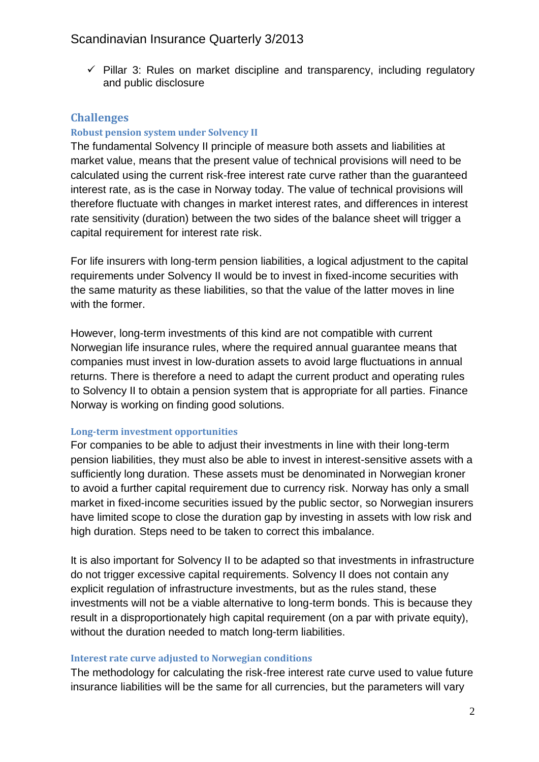- ✓ Pillar 3: Rules on market discipline and transparency, including regulatory and public disclosure

## Challenges

### Robust pension system under Solvency II

The fundamental Solvency II principle of measure both assets and liabilities at market value, means that the present value of technical provisions will need to be calculated using the current risk-free interest rate curve rather than the guaranteed interest rate, as is the case in Norway today. The value of technical provisions will therefore fluctuate with changes in market interest rates, and differences in interest rate sensitivity (duration) between the two sides of the balance sheet will trigger a capital requirement for interest rate risk.

For life insurers with long-term pension liabilities, a logical adjustment to the capital requirements under Solvency II would be to invest in fixed-income securities with the same maturity as these liabilities, so that the value of the latter moves in line with the former.

However, long-term investments of this kind are not compatible with current Norwegian life insurance rules, where the required annual guarantee means that companies must invest in low-duration assets to avoid large fluctuations in annual returns. There is therefore a need to adapt the current product and operating rules to Solvency II to obtain a pension system that is appropriate for all parties. Finance Norway is working on finding good solutions.

### Long-term investment opportunities

For companies to be able to adjust their investments in line with their long-term pension liabilities, they must also be able to invest in interest-sensitive assets with a sufficiently long duration. These assets must be denominated in Norwegian kroner to avoid a further capital requirement due to currency risk. Norway has only a small market in fixed-income securities issued by the public sector, so Norwegian insurers have limited scope to close the duration gap by investing in assets with low risk and high duration. Steps need to be taken to correct this imbalance.

It is also important for Solvency II to be adapted so that investments in infrastructure do not trigger excessive capital requirements. Solvency II does not contain any explicit regulation of infrastructure investments, but as the rules stand, these investments will not be a viable alternative to long-term bonds. This is because they result in a disproportionately high capital requirement (on a par with private equity), without the duration needed to match long-term liabilities.

### Interest rate curve adjusted to Norwegian conditions

The methodology for calculating the risk-free interest rate curve used to value future insurance liabilities will be the same for all currencies, but the parameters will vary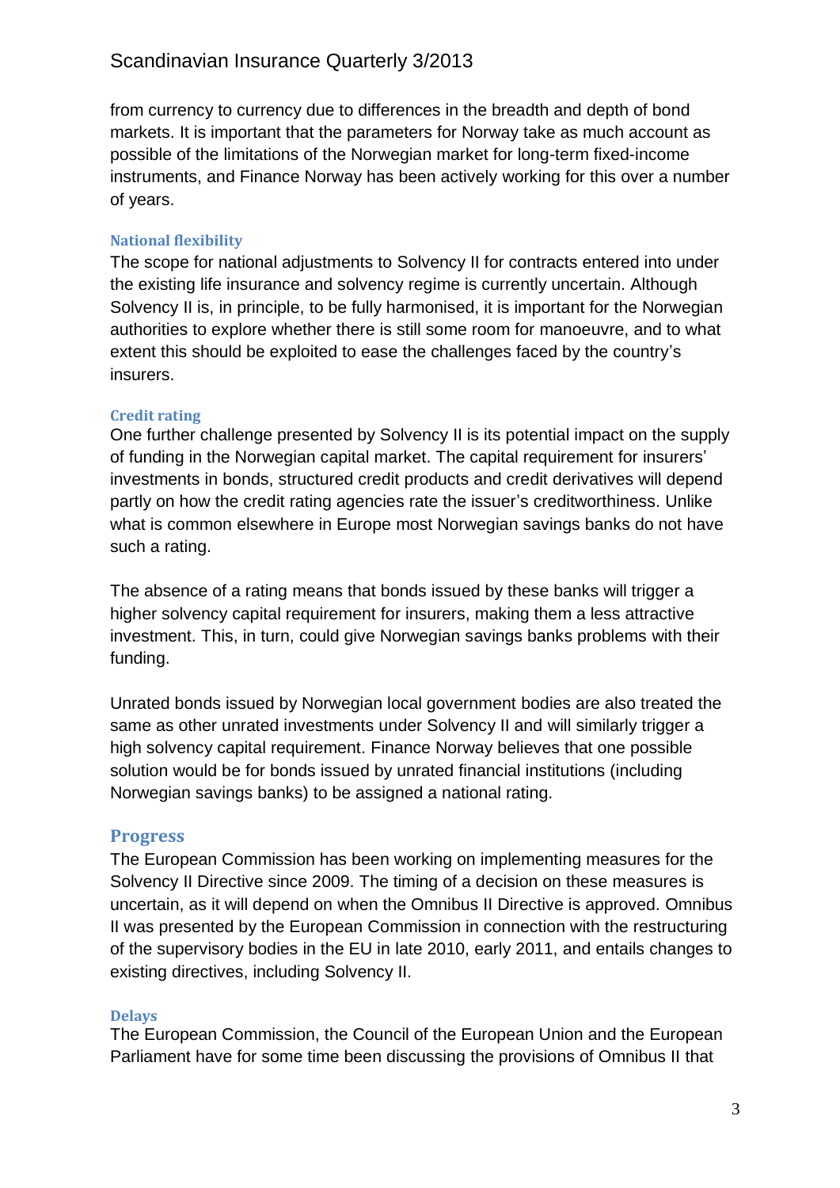from currency to currency due to differences in the breadth and depth of bond markets. It is important that the parameters for Norway take as much account as possible of the limitations of the Norwegian market for long-term fixed-income instruments, and Finance Norway has been actively working for this over a number of years.

### National flexibility

The scope for national adjustments to Solvency II for contracts entered into under the existing life insurance and solvency regime is currently uncertain. Although Solvency II is, in principle, to be fully harmonised, it is important for the Norwegian authorities to explore whether there is still some room for manoeuvre, and to what extent this should be exploited to ease the challenges faced by the country's insurers.

### Credit rating

One further challenge presented by Solvency II is its potential impact on the supply of funding in the Norwegian capital market. The capital requirement for insurers' investments in bonds, structured credit products and credit derivatives will depend partly on how the credit rating agencies rate the issuer's creditworthiness. Unlike what is common elsewhere in Europe most Norwegian savings banks do not have such a rating.

The absence of a rating means that bonds issued by these banks will trigger a higher solvency capital requirement for insurers, making them a less attractive investment. This, in turn, could give Norwegian savings banks problems with their funding.

Unrated bonds issued by Norwegian local government bodies are also treated the same as other unrated investments under Solvency II and will similarly trigger a high solvency capital requirement. Finance Norway believes that one possible solution would be for bonds issued by unrated financial institutions (including Norwegian savings banks) to be assigned a national rating.

## Progress

The European Commission has been working on implementing measures for the Solvency II Directive since 2009. The timing of a decision on these measures is uncertain, as it will depend on when the Omnibus II Directive is approved. Omnibus II was presented by the European Commission in connection with the restructuring of the supervisory bodies in the EU in late 2010, early 2011, and entails changes to existing directives, including Solvency II.

### Delays

The European Commission, the Council of the European Union and the European Parliament have for some time been discussing the provisions of Omnibus II that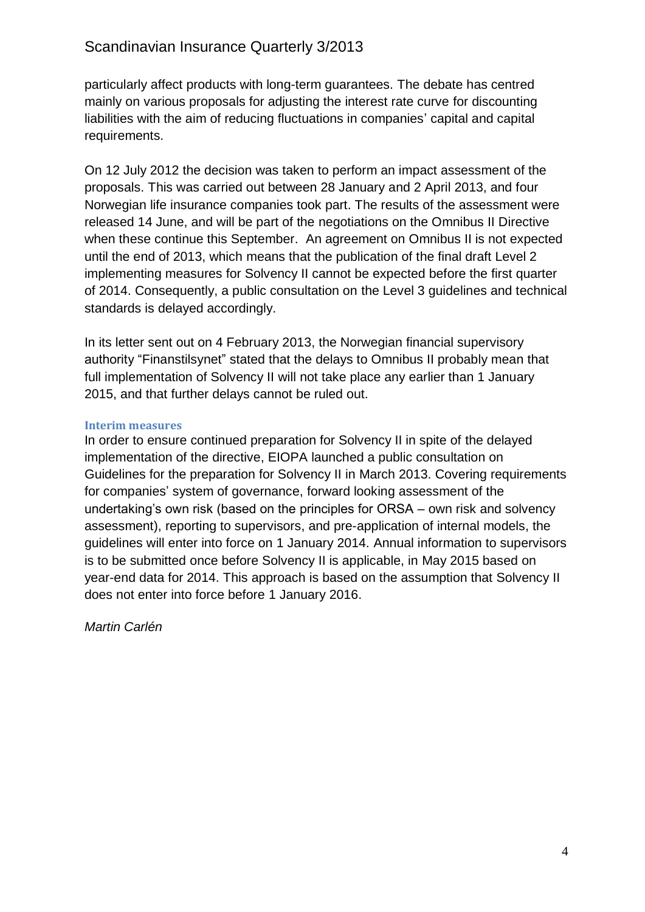particularly affect products with long-term guarantees. The debate has centred mainly on various proposals for adjusting the interest rate curve for discounting liabilities with the aim of reducing fluctuations in companies' capital and capital requirements.

On 12 July 2012 the decision was taken to perform an impact assessment of the proposals. This was carried out between 28 January and 2 April 2013, and four Norwegian life insurance companies took part. The results of the assessment were released 14 June, and will be part of the negotiations on the Omnibus II Directive when these continue this September. An agreement on Omnibus II is not expected until the end of 2013, which means that the publication of the final draft Level 2 implementing measures for Solvency II cannot be expected before the first quarter of 2014. Consequently, a public consultation on the Level 3 guidelines and technical standards is delayed accordingly.

In its letter sent out on 4 February 2013, the Norwegian financial supervisory authority "Finanstilsynet" stated that the delays to Omnibus II probably mean that full implementation of Solvency II will not take place any earlier than 1 January 2015, and that further delays cannot be ruled out.

### Interim measures

In order to ensure continued preparation for Solvency II in spite of the delayed implementation of the directive, EIOPA launched a public consultation on Guidelines for the preparation for Solvency II in March 2013. Covering requirements for companies' system of governance, forward looking assessment of the undertaking's own risk (based on the principles for ORSA – own risk and solvency assessment), reporting to supervisors, and pre-application of internal models, the guidelines will enter into force on 1 January 2014. Annual information to supervisors is to be submitted once before Solvency II is applicable, in May 2015 based on year-end data for 2014. This approach is based on the assumption that Solvency II does not enter into force before 1 January 2016.

*Martin Carlén*